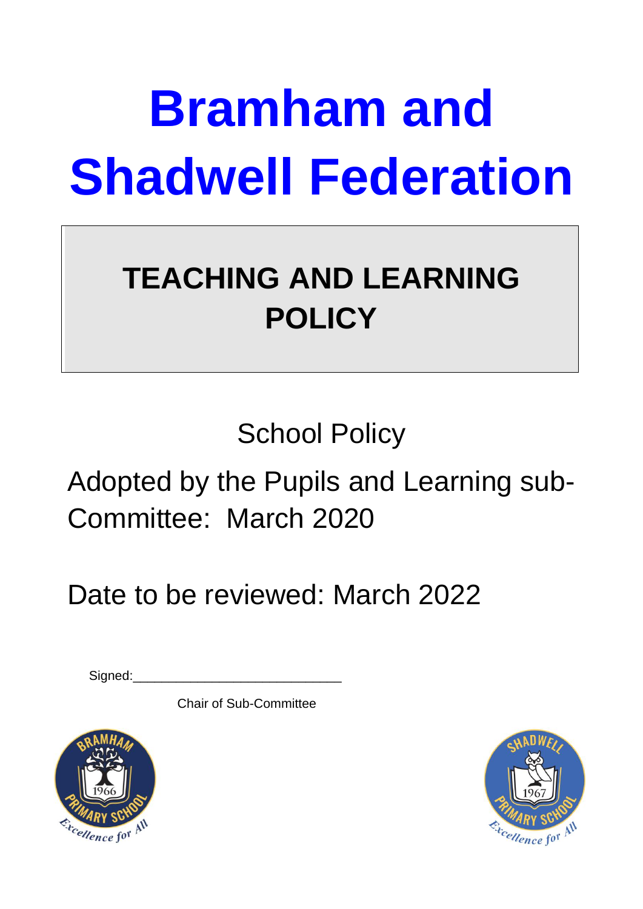# Bramham and Shadwell Federation

## TEACHING AND LEARNING POLICY

School Policy

Adopted by the Pupils and Learning sub-Committee: March 2020

Date to be reviewed: March 2022

Signed:___________________________

Chair of Sub-Committee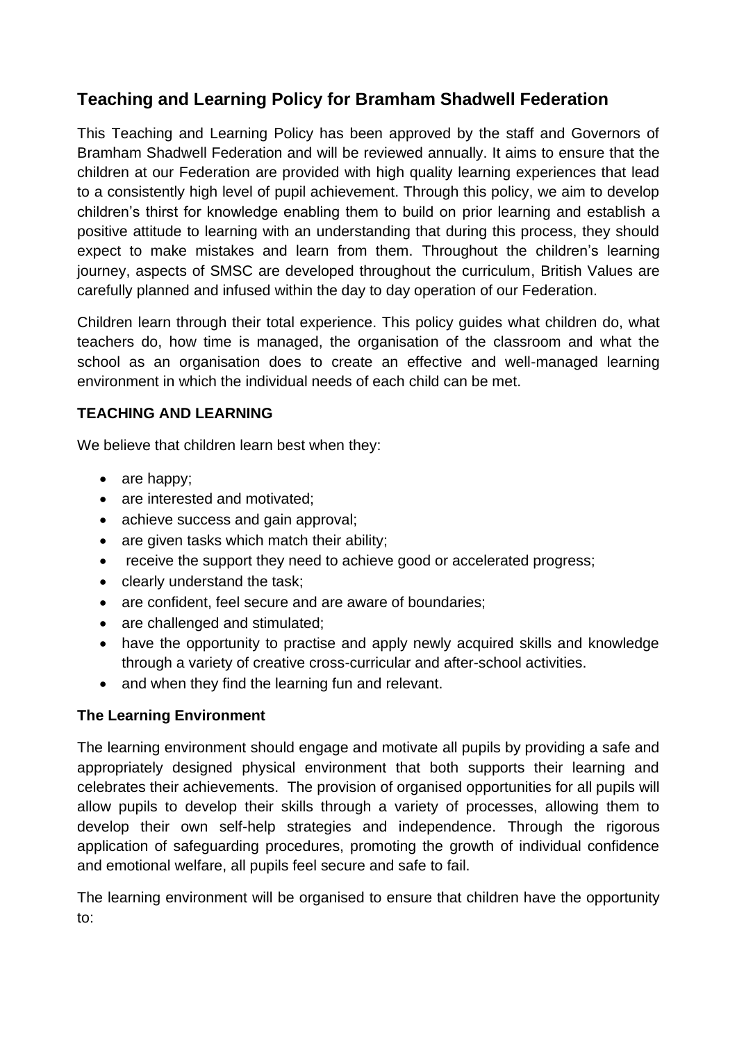## Teaching and Learning Policy for Bramham Shadwell Federation

This Teaching and Learning Policy has been approved by the staff and Governors of Bramham Shadwell Federation and will be reviewed annually. It aims to ensure that the children at our Federation are provided with high quality learning experiences that lead to a consistently high level of pupil achievement. Through this policy, we aim to develop children's thirst for knowledge enabling them to build on prior learning and establish a positive attitude to learning with an understanding that during this process, they should expect to make mistakes and learn from them. Throughout the children's learning journey, aspects of SMSC are developed throughout the curriculum, British Values are carefully planned and infused within the day to day operation of our Federation.

Children learn through their total experience. This policy guides what children do, what teachers do, how time is managed, the organisation of the classroom and what the school as an organisation does to create an effective and well-managed learning environment in which the individual needs of each child can be met.

**TEACHING AND LEARNING**

We believe that children learn best when they:

- are happy;
- are interested and motivated;
- achieve success and gain approval;
- are given tasks which match their ability;
- receive the support they need to achieve good or accelerated progress;
- clearly understand the task;
- are confident, feel secure and are aware of boundaries;
- are challenged and stimulated;
- have the opportunity to practise and apply newly acquired skills and knowledge through a variety of creative cross-curricular and after-school activities.
- and when they find the learning fun and relevant.

**The Learning Environment**

The learning environment should engage and motivate all pupils by providing a safe and appropriately designed physical environment that both supports their learning and celebrates their achievements. The provision of organised opportunities for all pupils will allow pupils to develop their skills through a variety of processes, allowing them to develop their own self-help strategies and independence. Through the rigorous application of safeguarding procedures, promoting the growth of individual confidence and emotional welfare, all pupils feel secure and safe to fail.

The learning environment will be organised to ensure that children have the opportunity to: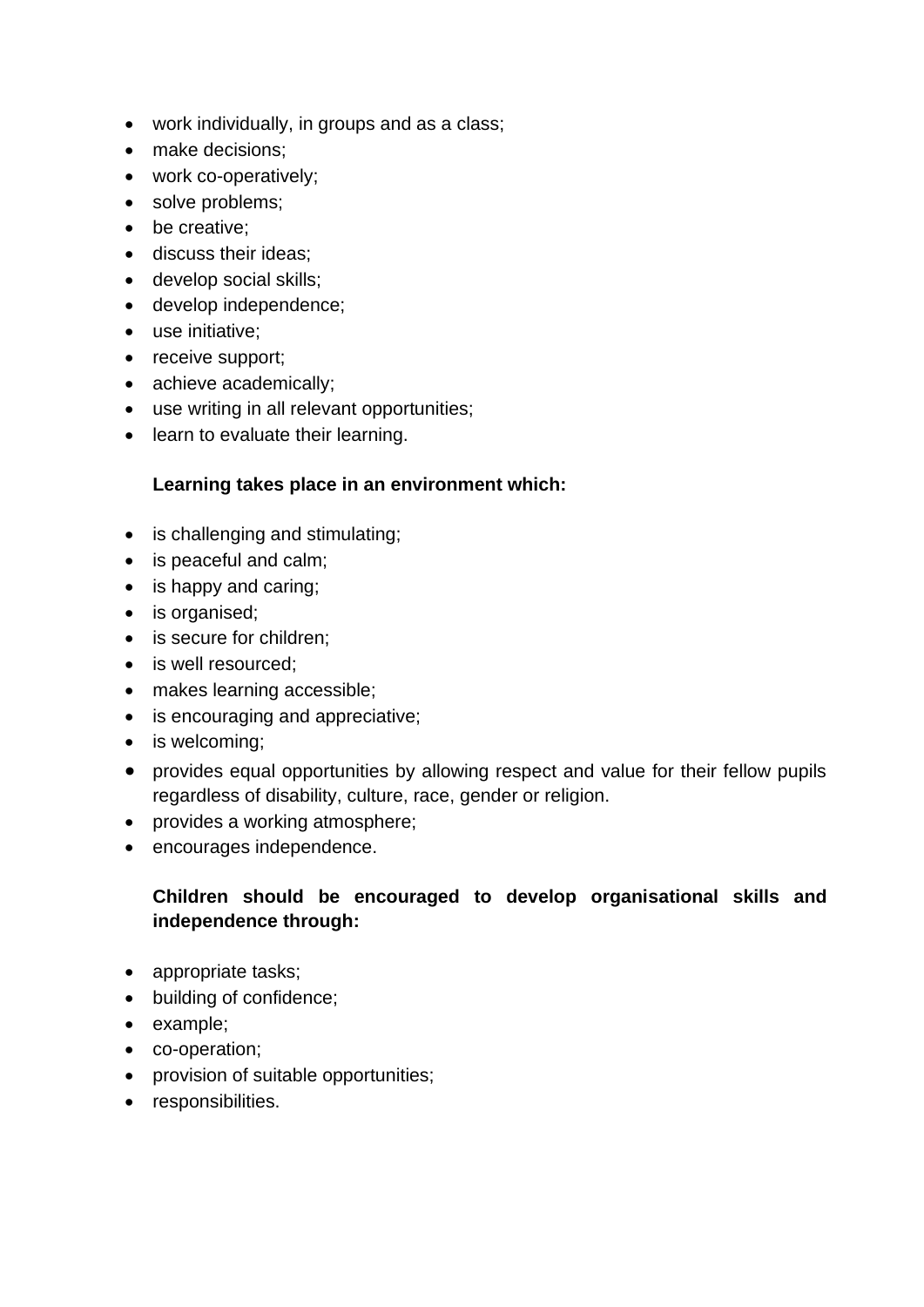- work individually, in groups and as a class;
- make decisions;
- work co-operatively;
- solve problems;
- be creative;
- discuss their ideas;
- develop social skills;
- develop independence;
- use initiative;
- receive support;
- achieve academically;
- use writing in all relevant opportunities;
- learn to evaluate their learning.

**Learning takes place in an environment which:**

- is challenging and stimulating;
- is peaceful and calm;
- is happy and caring;
- is organised;
- is secure for children;
- is well resourced;
- makes learning accessible;
- is encouraging and appreciative;
- is welcoming;
- provides equal opportunities by allowing respect and value for their fellow pupils regardless of disability, culture, race, gender or religion.
- provides a working atmosphere;
- encourages independence.

**Children should be encouraged to develop organisational skills and independence through:**

- appropriate tasks;
- building of confidence;
- example;
- co-operation;
- provision of suitable opportunities;
- responsibilities.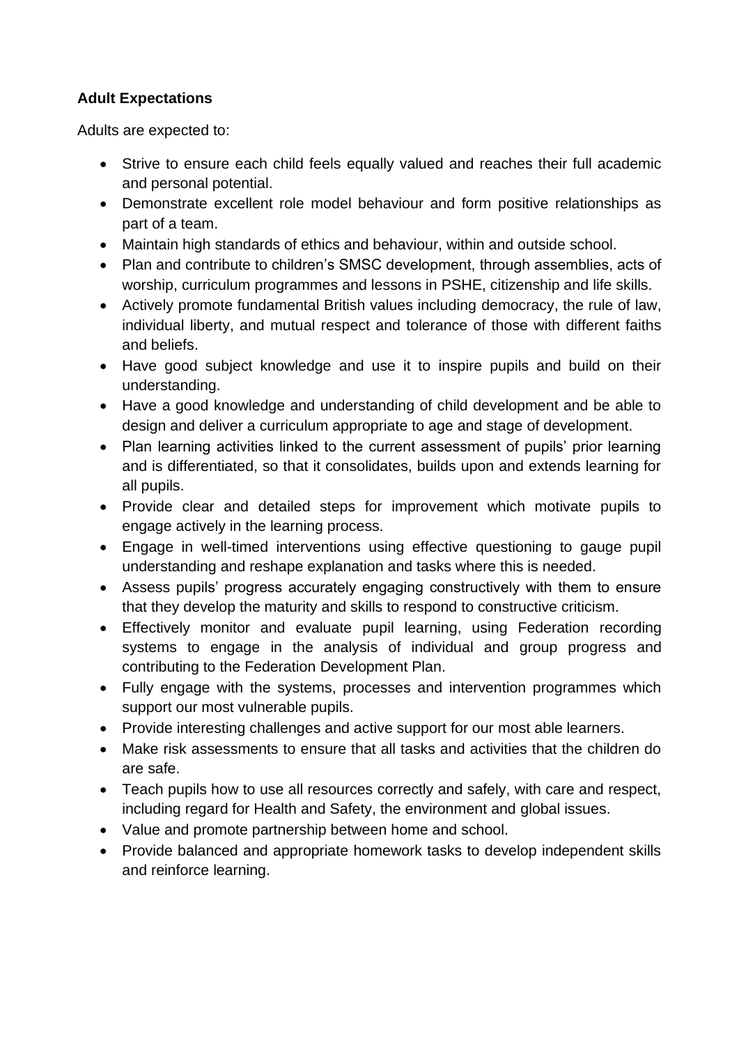**Adult Expectations**

Adults are expected to:

- Strive to ensure each child feels equally valued and reaches their full academic and personal potential.
- Demonstrate excellent role model behaviour and form positive relationships as part of a team.
- Maintain high standards of ethics and behaviour, within and outside school.
- Plan and contribute to children's SMSC development, through assemblies, acts of worship, curriculum programmes and lessons in PSHE, citizenship and life skills.
- Actively promote fundamental British values including democracy, the rule of law, individual liberty, and mutual respect and tolerance of those with different faiths and beliefs.
- Have good subject knowledge and use it to inspire pupils and build on their understanding.
- Have a good knowledge and understanding of child development and be able to design and deliver a curriculum appropriate to age and stage of development.
- Plan learning activities linked to the current assessment of pupils' prior learning and is differentiated, so that it consolidates, builds upon and extends learning for all pupils.
- Provide clear and detailed steps for improvement which motivate pupils to engage actively in the learning process.
- Engage in well-timed interventions using effective questioning to gauge pupil understanding and reshape explanation and tasks where this is needed.
- Assess pupils' progress accurately engaging constructively with them to ensure that they develop the maturity and skills to respond to constructive criticism.
- Effectively monitor and evaluate pupil learning, using Federation recording systems to engage in the analysis of individual and group progress and contributing to the Federation Development Plan.
- Fully engage with the systems, processes and intervention programmes which support our most vulnerable pupils.
- Provide interesting challenges and active support for our most able learners.
- Make risk assessments to ensure that all tasks and activities that the children do are safe.
- Teach pupils how to use all resources correctly and safely, with care and respect, including regard for Health and Safety, the environment and global issues.
- Value and promote partnership between home and school.
- Provide balanced and appropriate homework tasks to develop independent skills and reinforce learning.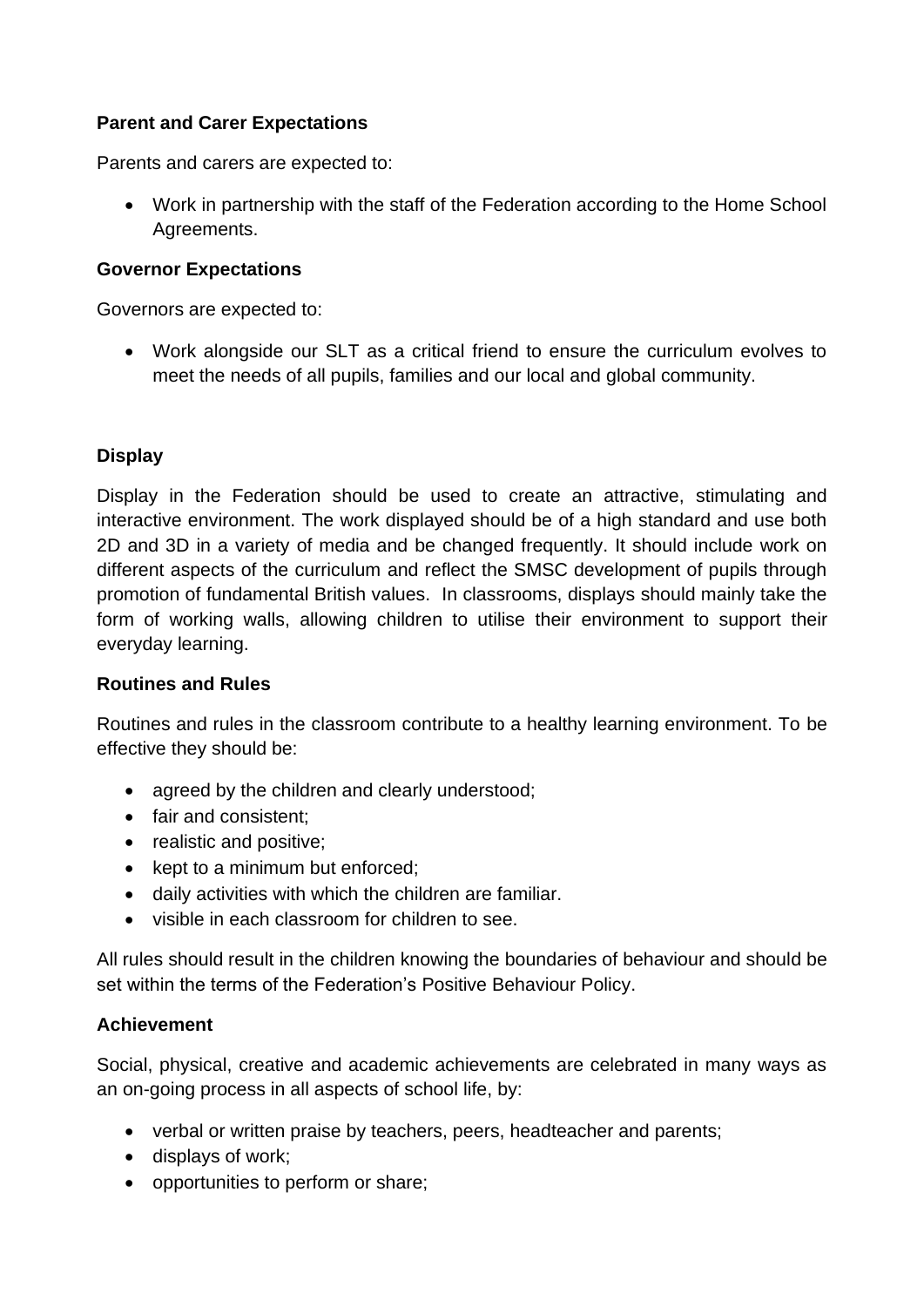**Parent and Carer Expectations**

Parents and carers are expected to:

- Work in partnership with the staff of the Federation according to the Home School Agreements.

**Governor Expectations**

Governors are expected to:

- Work alongside our SLT as a critical friend to ensure the curriculum evolves to meet the needs of all pupils, families and our local and global community.

**Display**

Display in the Federation should be used to create an attractive, stimulating and interactive environment. The work displayed should be of a high standard and use both 2D and 3D in a variety of media and be changed frequently. It should include work on different aspects of the curriculum and reflect the SMSC development of pupils through promotion of fundamental British values. In classrooms, displays should mainly take the form of working walls, allowing children to utilise their environment to support their everyday learning.

**Routines and Rules**

Routines and rules in the classroom contribute to a healthy learning environment. To be effective they should be:

- agreed by the children and clearly understood;
- fair and consistent;
- realistic and positive;
- kept to a minimum but enforced;
- daily activities with which the children are familiar.
- visible in each classroom for children to see.

All rules should result in the children knowing the boundaries of behaviour and should be set within the terms of the Federation's Positive Behaviour Policy.

**Achievement**

Social, physical, creative and academic achievements are celebrated in many ways as an on-going process in all aspects of school life, by:

- verbal or written praise by teachers, peers, headteacher and parents;
- displays of work;
- opportunities to perform or share;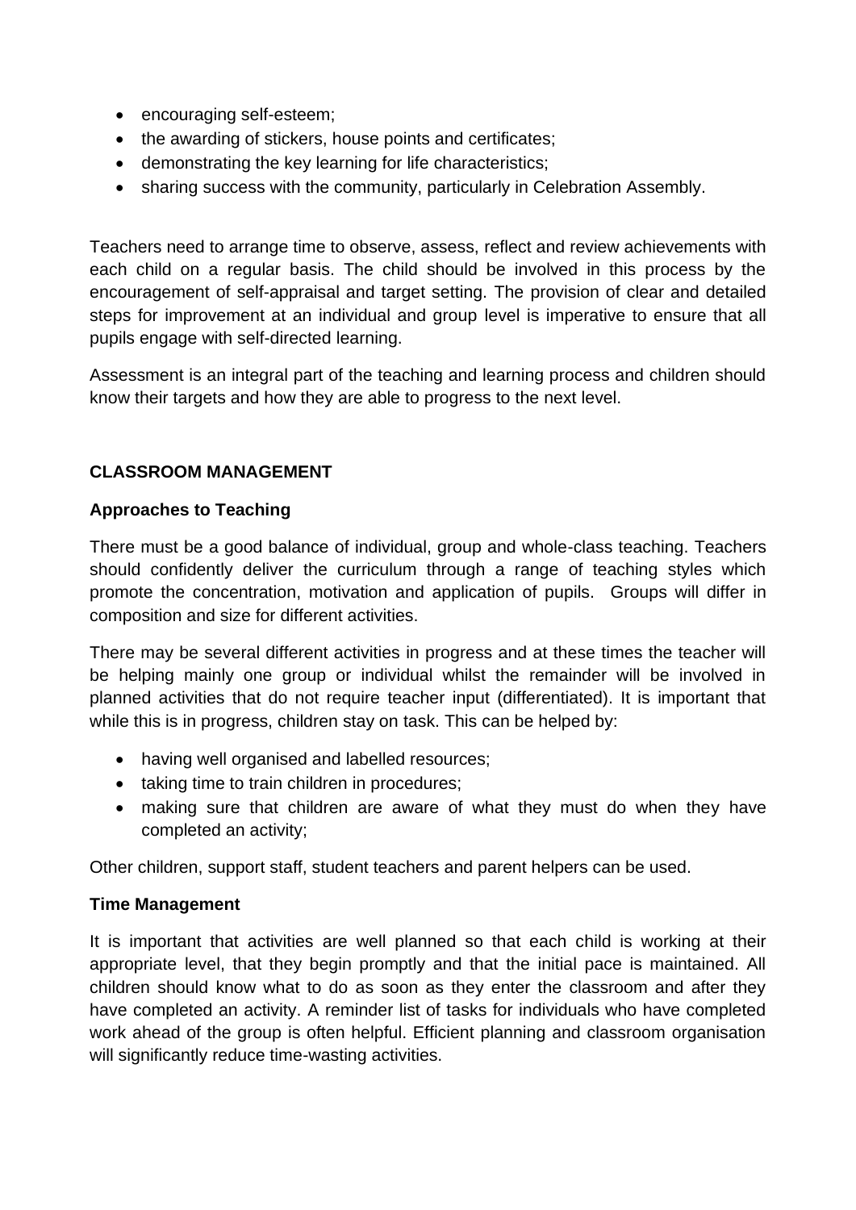- encouraging self-esteem;
- the awarding of stickers, house points and certificates;
- demonstrating the key learning for life characteristics;
- sharing success with the community, particularly in Celebration Assembly.

Teachers need to arrange time to observe, assess, reflect and review achievements with each child on a regular basis. The child should be involved in this process by the encouragement of self-appraisal and target setting. The provision of clear and detailed steps for improvement at an individual and group level is imperative to ensure that all pupils engage with self-directed learning.

Assessment is an integral part of the teaching and learning process and children should know their targets and how they are able to progress to the next level.

## CLASSROOM MANAGEMENT

### Approaches to Teaching

There must be a good balance of individual, group and whole-class teaching. Teachers should confidently deliver the curriculum through a range of teaching styles which promote the concentration, motivation and application of pupils. Groups will differ in composition and size for different activities.

There may be several different activities in progress and at these times the teacher will be helping mainly one group or individual whilst the remainder will be involved in planned activities that do not require teacher input (differentiated). It is important that while this is in progress, children stay on task. This can be helped by:

- having well organised and labelled resources;
- taking time to train children in procedures;
- making sure that children are aware of what they must do when they have completed an activity;

Other children, support staff, student teachers and parent helpers can be used.

### Time Management

It is important that activities are well planned so that each child is working at their appropriate level, that they begin promptly and that the initial pace is maintained. All children should know what to do as soon as they enter the classroom and after they have completed an activity. A reminder list of tasks for individuals who have completed work ahead of the group is often helpful. Efficient planning and classroom organisation will significantly reduce time-wasting activities.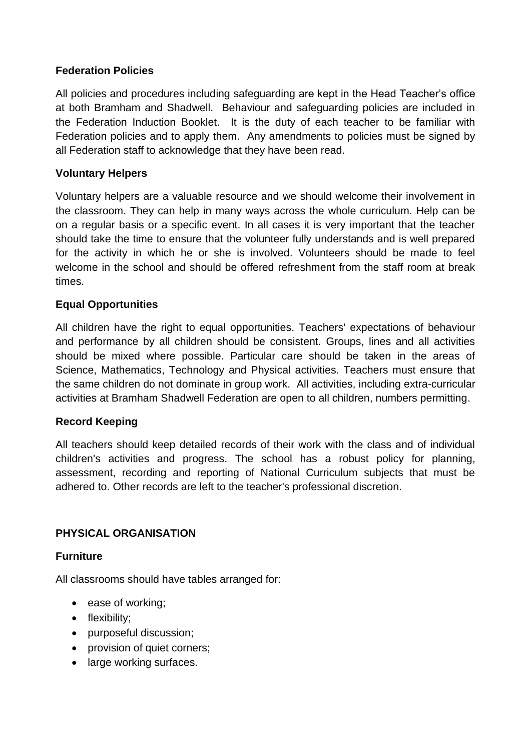### Federation Policies

All policies and procedures including safeguarding are kept in the Head Teacher's office at both Bramham and Shadwell. Behaviour and safeguarding policies are included in the Federation Induction Booklet. It is the duty of each teacher to be familiar with Federation policies and to apply them. Any amendments to policies must be signed by all Federation staff to acknowledge that they have been read.

### Voluntary Helpers

Voluntary helpers are a valuable resource and we should welcome their involvement in the classroom. They can help in many ways across the whole curriculum. Help can be on a regular basis or a specific event. In all cases it is very important that the teacher should take the time to ensure that the volunteer fully understands and is well prepared for the activity in which he or she is involved. Volunteers should be made to feel welcome in the school and should be offered refreshment from the staff room at break times.

### Equal Opportunities

All children have the right to equal opportunities. Teachers' expectations of behaviour and performance by all children should be consistent. Groups, lines and all activities should be mixed where possible. Particular care should be taken in the areas of Science, Mathematics, Technology and Physical activities. Teachers must ensure that the same children do not dominate in group work. All activities, including extra-curricular activities at Bramham Shadwell Federation are open to all children, numbers permitting.

### Record Keeping

All teachers should keep detailed records of their work with the class and of individual children's activities and progress. The school has a robust policy for planning, assessment, recording and reporting of National Curriculum subjects that must be adhered to. Other records are left to the teacher's professional discretion.

## PHYSICAL ORGANISATION

### Furniture

All classrooms should have tables arranged for:

- ease of working;
- flexibility;
- purposeful discussion;
- provision of quiet corners;
- large working surfaces.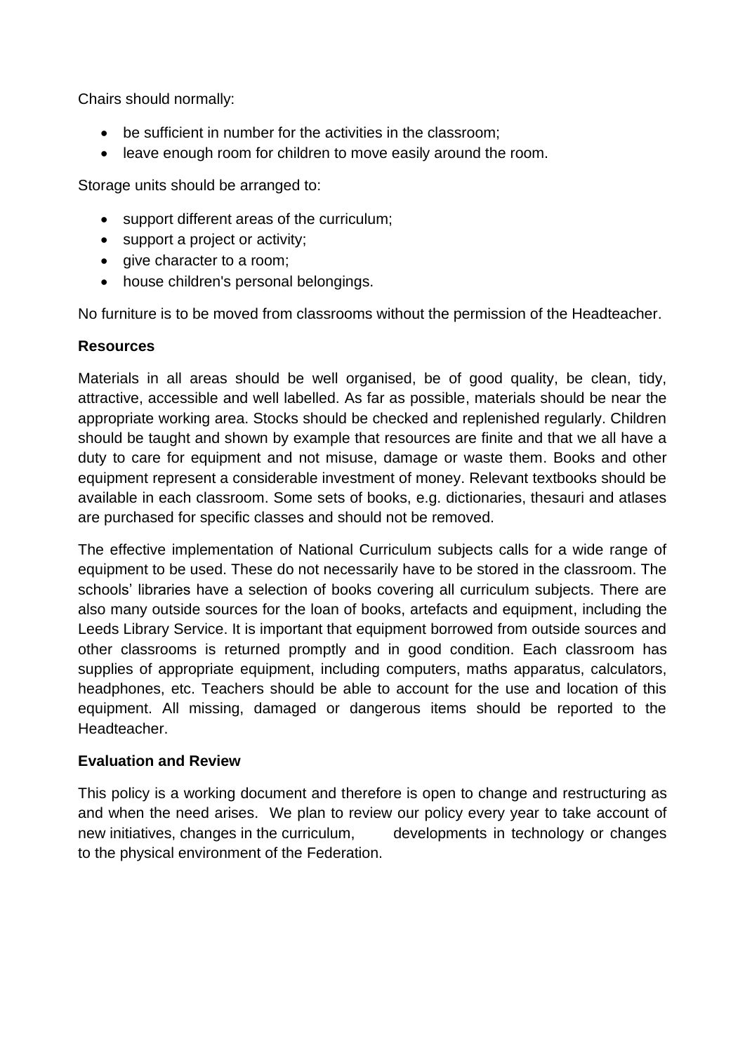Chairs should normally:

- be sufficient in number for the activities in the classroom;
- leave enough room for children to move easily around the room.

Storage units should be arranged to:

- support different areas of the curriculum;
- support a project or activity;
- give character to a room;
- house children's personal belongings.

No furniture is to be moved from classrooms without the permission of the Headteacher.

**Resources**

Materials in all areas should be well organised, be of good quality, be clean, tidy, attractive, accessible and well labelled. As far as possible, materials should be near the appropriate working area. Stocks should be checked and replenished regularly. Children should be taught and shown by example that resources are finite and that we all have a duty to care for equipment and not misuse, damage or waste them. Books and other equipment represent a considerable investment of money. Relevant textbooks should be available in each classroom. Some sets of books, e.g. dictionaries, thesauri and atlases are purchased for specific classes and should not be removed.

The effective implementation of National Curriculum subjects calls for a wide range of equipment to be used. These do not necessarily have to be stored in the classroom. The schools' libraries have a selection of books covering all curriculum subjects. There are also many outside sources for the loan of books, artefacts and equipment, including the Leeds Library Service. It is important that equipment borrowed from outside sources and other classrooms is returned promptly and in good condition. Each classroom has supplies of appropriate equipment, including computers, maths apparatus, calculators, headphones, etc. Teachers should be able to account for the use and location of this equipment. All missing, damaged or dangerous items should be reported to the Headteacher.

**Evaluation and Review**

This policy is a working document and therefore is open to change and restructuring as and when the need arises. We plan to review our policy every year to take account of new initiatives, changes in the curriculum, developments in technology or changes to the physical environment of the Federation.